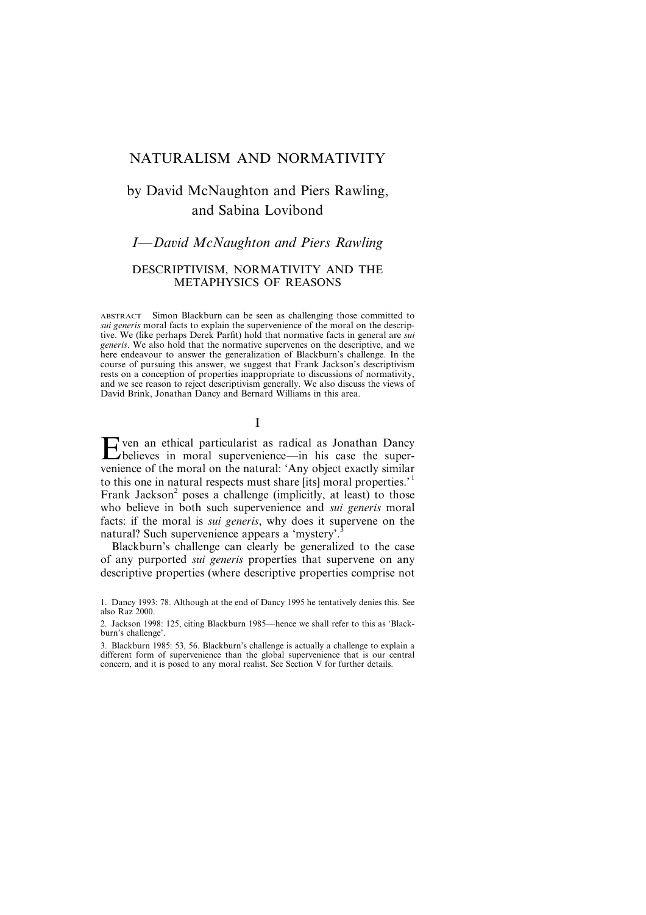# NATURALISM AND NORMATIVITY

## by David McNaughton and Piers Rawling, and Sabina Lovibond

### *I—David McNaughton and Piers Rawling*

### DESCRIPTIVISM, NORMATIVITY AND THE METAPHYSICS OF REASONS

ABSTRACT Simon Blackburn can be seen as challenging those committed to *sui generis* moral facts to explain the supervenience of the moral on the descriptive. We (like perhaps Derek Parfit) hold that normative facts in general are *sui generis*. We also hold that the normative supervenes on the descriptive, and we here endeavour to answer the generalization of Blackburn's challenge. In the course of pursuing this answer, we suggest that Frank Jackson's descriptivism rests on a conception of properties inappropriate to discussions of normativity, and we see reason to reject descriptivism generally. We also discuss the views of David Brink, Jonathan Dancy and Bernard Williams in this area.

## I

Even an ethical particularist as radical as Jonathan Dancy believes in moral supervenience—in his case the supervenience of the moral on the natural: 'Any object exactly similar to this one in natural respects must share [its] moral properties.'[1] Frank Jackson[2] poses a challenge (implicitly, at least) to those who believe in both such supervenience and *sui generis* moral facts: if the moral is *sui generis*, why does it supervene on the natural? Such supervenience appears a 'mystery'.[3]

Blackburn's challenge can clearly be generalized to the case of any purported *sui generis* properties that supervene on any descriptive properties (where descriptive properties comprise not

1. Dancy 1993: 78. Although at the end of Dancy 1995 he tentatively denies this. See also Raz 2000.

2. Jackson 1998: 125, citing Blackburn 1985—hence we shall refer to this as 'Blackburn's challenge'.

3. Blackburn 1985: 53, 56. Blackburn's challenge is actually a challenge to explain a different form of supervenience than the global supervenience that is our central concern, and it is posed to any moral realist. See Section V for further details.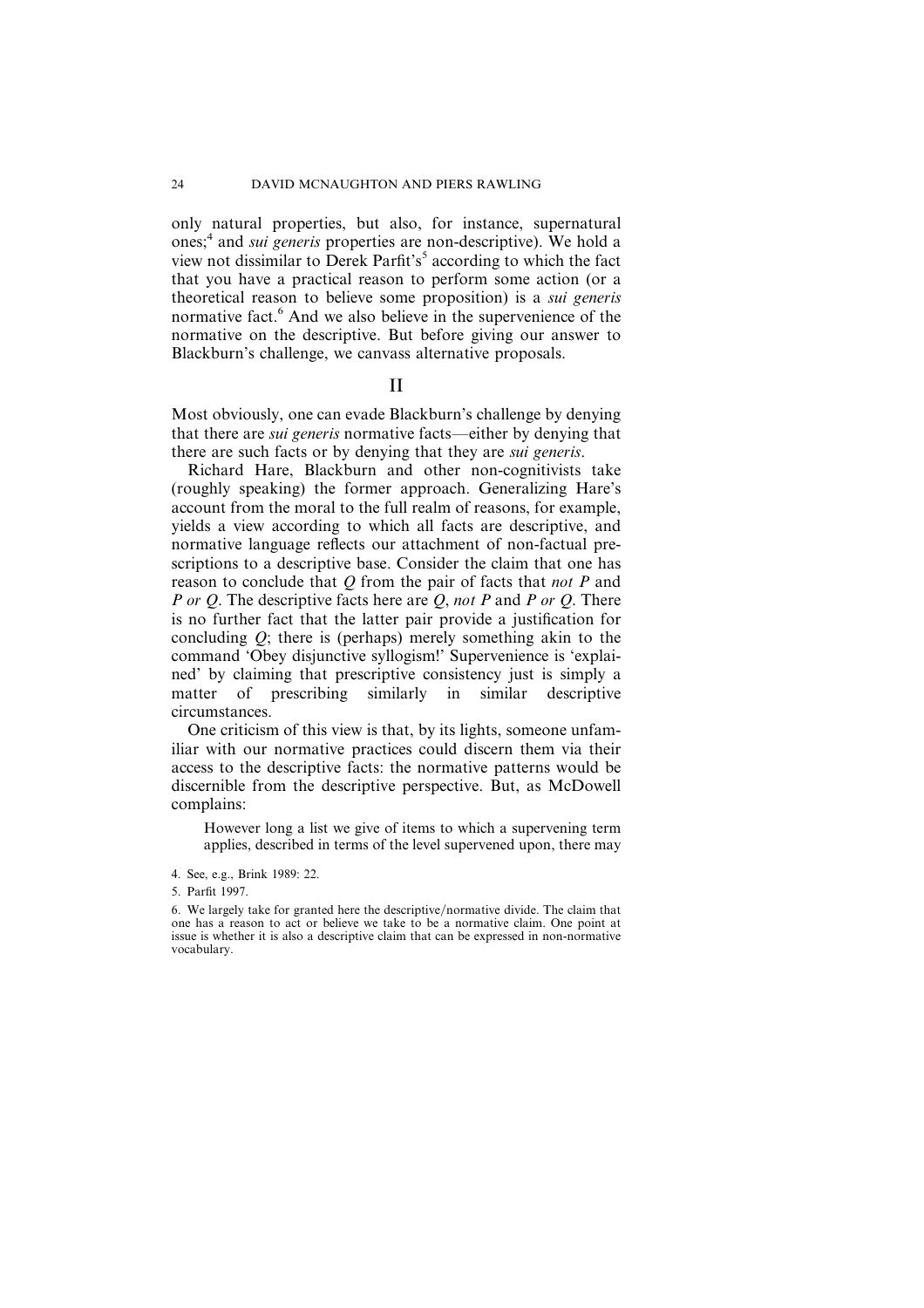only natural properties, but also, for instance, supernatural ones;[4] and *sui generis* properties are non-descriptive). We hold a view not dissimilar to Derek Parfit's[5] according to which the fact that you have a practical reason to perform some action (or a theoretical reason to believe some proposition) is a *sui generis* normative fact.[6] And we also believe in the supervenience of the normative on the descriptive. But before giving our answer to Blackburn's challenge, we canvass alternative proposals.

## II

Most obviously, one can evade Blackburn's challenge by denying that there are *sui generis* normative facts—either by denying that there are such facts or by denying that they are *sui generis*.

Richard Hare, Blackburn and other non-cognitivists take (roughly speaking) the former approach. Generalizing Hare's account from the moral to the full realm of reasons, for example, yields a view according to which all facts are descriptive, and normative language reflects our attachment of non-factual prescriptions to a descriptive base. Consider the claim that one has reason to conclude that *Q* from the pair of facts that *not P* and *P or Q*. The descriptive facts here are *Q*, *not P* and *P or Q*. There is no further fact that the latter pair provide a justification for concluding *Q*; there is (perhaps) merely something akin to the command 'Obey disjunctive syllogism!' Supervenience is 'explained' by claiming that prescriptive consistency just is simply a matter of prescribing similarly in similar descriptive circumstances.

One criticism of this view is that, by its lights, someone unfamiliar with our normative practices could discern them via their access to the descriptive facts: the normative patterns would be discernible from the descriptive perspective. But, as McDowell complains:

> However long a list we give of items to which a supervening term applies, described in terms of the level supervened upon, there may

4. See, e.g., Brink 1989: 22.

5. Parfit 1997.

6. We largely take for granted here the descriptive/normative divide. The claim that one has a reason to act or believe we take to be a normative claim. One point at issue is whether it is also a descriptive claim that can be expressed in non-normative vocabulary.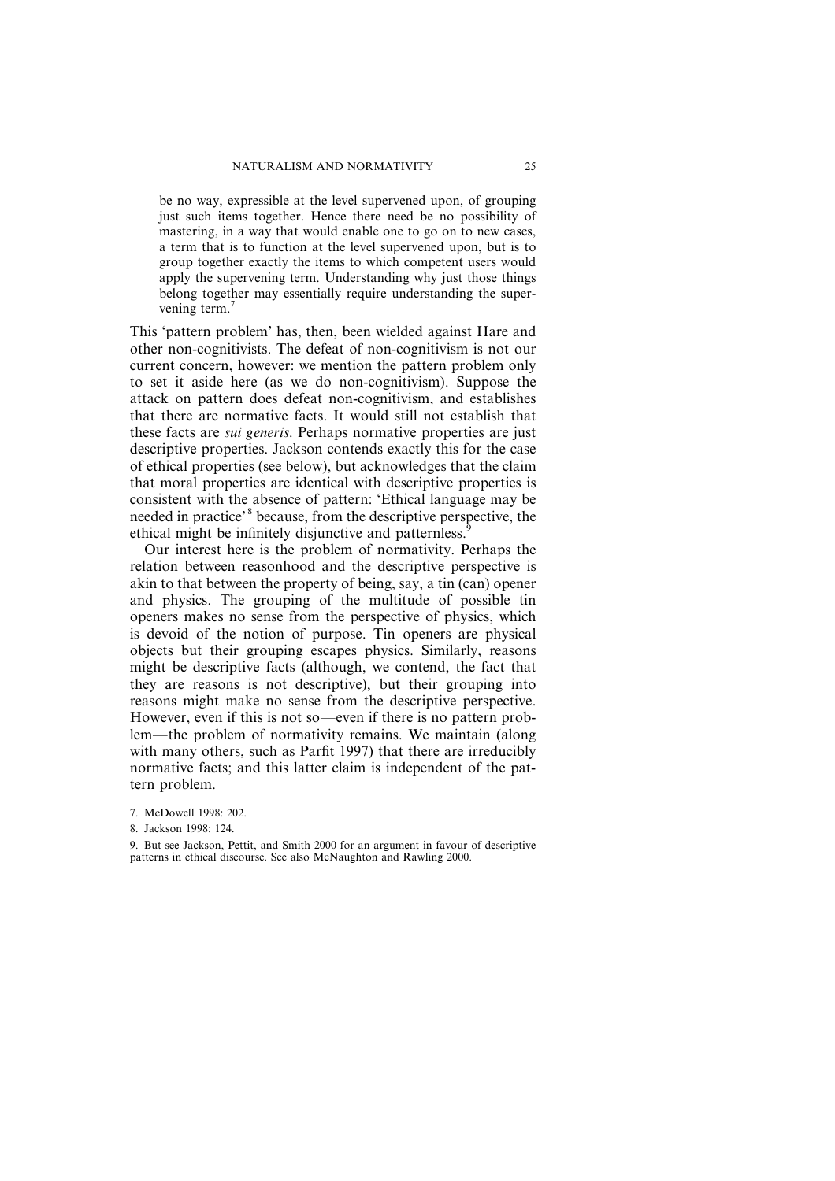> be no way, expressible at the level supervened upon, of grouping just such items together. Hence there need be no possibility of mastering, in a way that would enable one to go on to new cases, a term that is to function at the level supervened upon, but is to group together exactly the items to which competent users would apply the supervening term. Understanding why just those things belong together may essentially require understanding the supervening term.[7]

This 'pattern problem' has, then, been wielded against Hare and other non-cognitivists. The defeat of non-cognitivism is not our current concern, however: we mention the pattern problem only to set it aside here (as we do non-cognitivism). Suppose the attack on pattern does defeat non-cognitivism, and establishes that there are normative facts. It would still not establish that these facts are *sui generis*. Perhaps normative properties are just descriptive properties. Jackson contends exactly this for the case of ethical properties (see below), but acknowledges that the claim that moral properties are identical with descriptive properties is consistent with the absence of pattern: 'Ethical language may be needed in practice'[8] because, from the descriptive perspective, the ethical might be infinitely disjunctive and patternless.[9]

Our interest here is the problem of normativity. Perhaps the relation between reasonhood and the descriptive perspective is akin to that between the property of being, say, a tin (can) opener and physics. The grouping of the multitude of possible tin openers makes no sense from the perspective of physics, which is devoid of the notion of purpose. Tin openers are physical objects but their grouping escapes physics. Similarly, reasons might be descriptive facts (although, we contend, the fact that they are reasons is not descriptive), but their grouping into reasons might make no sense from the descriptive perspective. However, even if this is not so—even if there is no pattern problem—the problem of normativity remains. We maintain (along with many others, such as Parfit 1997) that there are irreducibly normative facts; and this latter claim is independent of the pattern problem.

7. McDowell 1998: 202.

8. Jackson 1998: 124.

9. But see Jackson, Pettit, and Smith 2000 for an argument in favour of descriptive patterns in ethical discourse. See also McNaughton and Rawling 2000.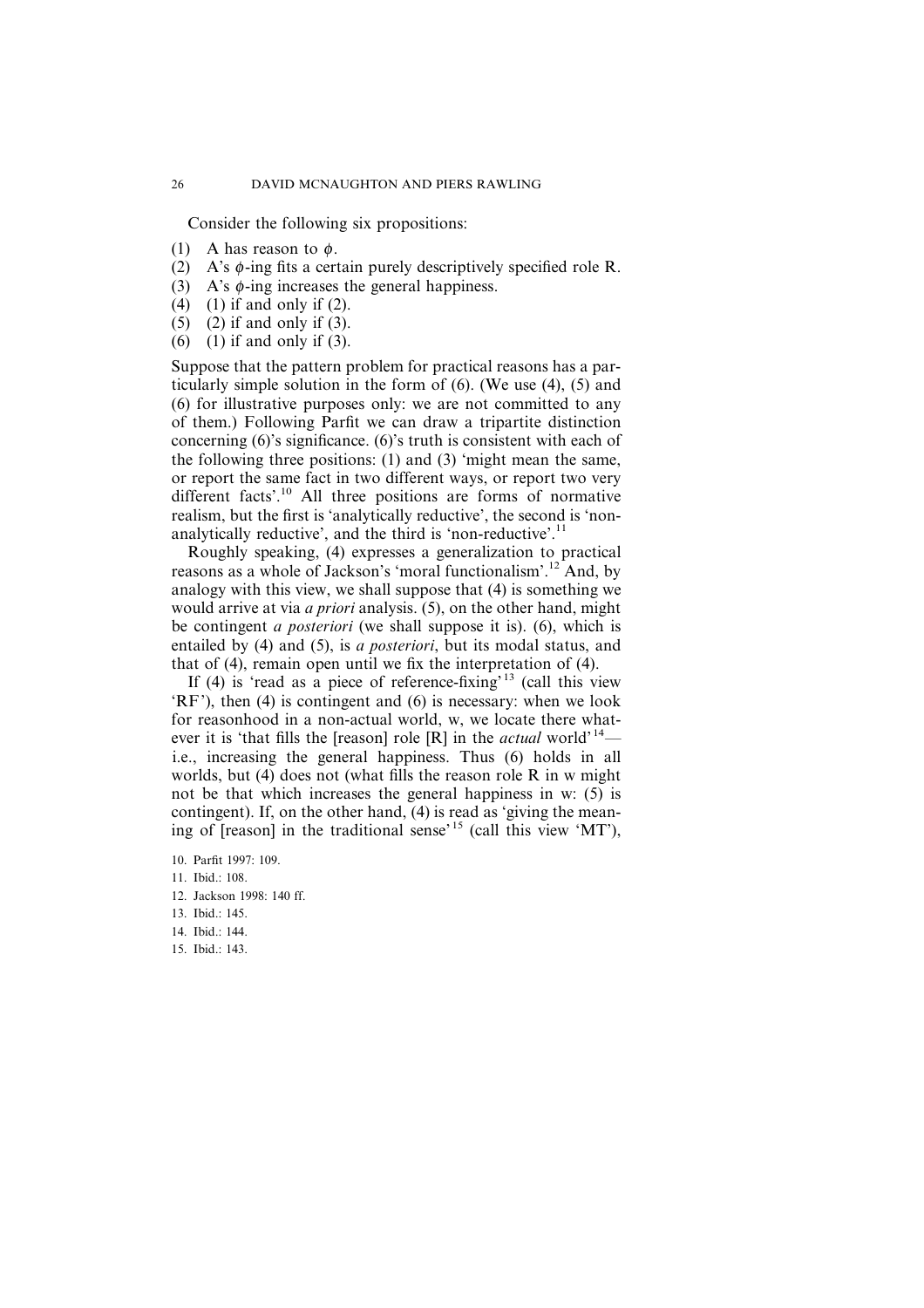Consider the following six propositions:

(1) A has reason to $\phi$.
(2) A's $\phi$-ing fits a certain purely descriptively specified role R.
(3) A's $\phi$-ing increases the general happiness.
(4) (1) if and only if (2).
(5) (2) if and only if (3).
(6) (1) if and only if (3).

Suppose that the pattern problem for practical reasons has a particularly simple solution in the form of (6). (We use (4), (5) and (6) for illustrative purposes only: we are not committed to any of them.) Following Parfit we can draw a tripartite distinction concerning (6)'s significance. (6)'s truth is consistent with each of the following three positions: (1) and (3) 'might mean the same, or report the same fact in two different ways, or report two very different facts'.[10] All three positions are forms of normative realism, but the first is 'analytically reductive', the second is 'non-analytically reductive', and the third is 'non-reductive'.[11]

Roughly speaking, (4) expresses a generalization to practical reasons as a whole of Jackson's 'moral functionalism'.[12] And, by analogy with this view, we shall suppose that (4) is something we would arrive at via *a priori* analysis. (5), on the other hand, might be contingent *a posteriori* (we shall suppose it is). (6), which is entailed by (4) and (5), is *a posteriori*, but its modal status, and that of (4), remain open until we fix the interpretation of (4).

If (4) is 'read as a piece of reference-fixing'[13] (call this view 'RF'), then (4) is contingent and (6) is necessary: when we look for reasonhood in a non-actual world, w, we locate there whatever it is 'that fills the [reason] role [R] in the *actual* world'[14]—i.e., increasing the general happiness. Thus (6) holds in all worlds, but (4) does not (what fills the reason role R in w might not be that which increases the general happiness in w: (5) is contingent). If, on the other hand, (4) is read as 'giving the meaning of [reason] in the traditional sense'[15] (call this view 'MT'),

10. Parfit 1997: 109.
11. Ibid.: 108.
12. Jackson 1998: 140 ff.
13. Ibid.: 145.
14. Ibid.: 144.
15. Ibid.: 143.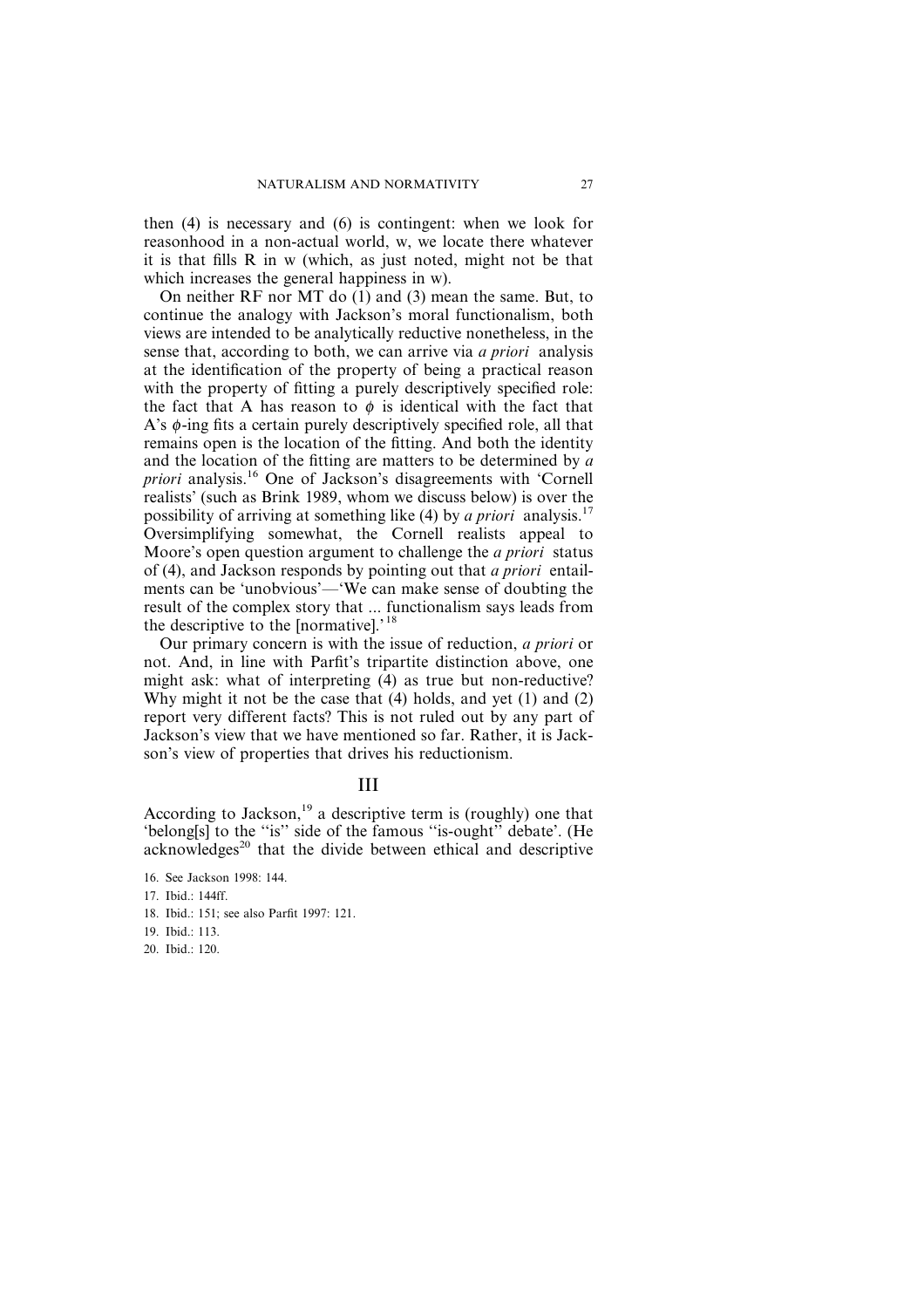then (4) is necessary and (6) is contingent: when we look for reasonhood in a non-actual world, w, we locate there whatever it is that fills R in w (which, as just noted, might not be that which increases the general happiness in w).

On neither RF nor MT do (1) and (3) mean the same. But, to continue the analogy with Jackson's moral functionalism, both views are intended to be analytically reductive nonetheless, in the sense that, according to both, we can arrive via *a priori* analysis at the identification of the property of being a practical reason with the property of fitting a purely descriptively specified role: the fact that A has reason to $\phi$ is identical with the fact that A's $\phi$-ing fits a certain purely descriptively specified role, all that remains open is the location of the fitting. And both the identity and the location of the fitting are matters to be determined by *a priori* analysis.[16] One of Jackson's disagreements with 'Cornell realists' (such as Brink 1989, whom we discuss below) is over the possibility of arriving at something like (4) by *a priori* analysis.[17] Oversimplifying somewhat, the Cornell realists appeal to Moore's open question argument to challenge the *a priori* status of (4), and Jackson responds by pointing out that *a priori* entailments can be 'unobvious'—'We can make sense of doubting the result of the complex story that ... functionalism says leads from the descriptive to the [normative].'[18]

Our primary concern is with the issue of reduction, *a priori* or not. And, in line with Parfit's tripartite distinction above, one might ask: what of interpreting (4) as true but non-reductive? Why might it not be the case that (4) holds, and yet (1) and (2) report very different facts? This is not ruled out by any part of Jackson's view that we have mentioned so far. Rather, it is Jackson's view of properties that drives his reductionism.

## III

According to Jackson,[19] a descriptive term is (roughly) one that 'belong[s] to the "is" side of the famous "is-ought" debate'. (He acknowledges[20] that the divide between ethical and descriptive

16. See Jackson 1998: 144.
17. Ibid.: 144ff.
18. Ibid.: 151; see also Parfit 1997: 121.
19. Ibid.: 113.
20. Ibid.: 120.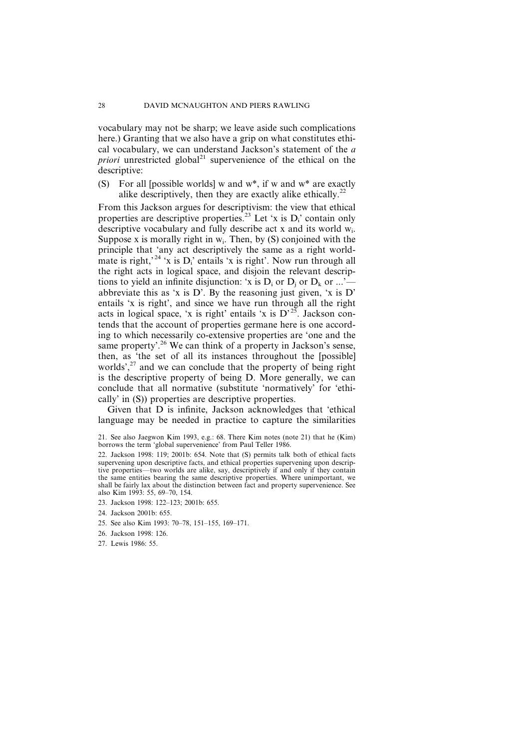vocabulary may not be sharp; we leave aside such complications here.) Granting that we also have a grip on what constitutes ethical vocabulary, we can understand Jackson's statement of the *a priori* unrestricted global[21] supervenience of the ethical on the descriptive:

(S) For all [possible worlds] w and w*, if w and w* are exactly alike descriptively, then they are exactly alike ethically.[22]

From this Jackson argues for descriptivism: the view that ethical properties are descriptive properties.[23] Let 'x is $D_i$' contain only descriptive vocabulary and fully describe act x and its world $w_i$. Suppose x is morally right in $w_i$. Then, by (S) conjoined with the principle that 'any act descriptively the same as a right worldmate is right,'[24] 'x is $D_i$' entails 'x is right'. Now run through all the right acts in logical space, and disjoin the relevant descriptions to yield an infinite disjunction: 'x is $D_i$ or $D_j$ or $D_k$ or ...'—abbreviate this as 'x is D'. By the reasoning just given, 'x is D' entails 'x is right', and since we have run through all the right acts in logical space, 'x is right' entails 'x is D'[25]. Jackson contends that the account of properties germane here is one according to which necessarily co-extensive properties are 'one and the same property'.[26] We can think of a property in Jackson's sense, then, as 'the set of all its instances throughout the [possible] worlds',[27] and we can conclude that the property of being right is the descriptive property of being D. More generally, we can conclude that all normative (substitute 'normatively' for 'ethically' in (S)) properties are descriptive properties.

Given that D is infinite, Jackson acknowledges that 'ethical language may be needed in practice to capture the similarities

21. See also Jaegwon Kim 1993, e.g.: 68. There Kim notes (note 21) that he (Kim) borrows the term 'global supervenience' from Paul Teller 1986.

22. Jackson 1998: 119; 2001b: 654. Note that (S) permits talk both of ethical facts supervening upon descriptive facts, and ethical properties supervening upon descriptive properties—two worlds are alike, say, descriptively if and only if they contain the same entities bearing the same descriptive properties. Where unimportant, we shall be fairly lax about the distinction between fact and property supervenience. See also Kim 1993: 55, 69–70, 154.

23. Jackson 1998: 122–123; 2001b: 655.

24. Jackson 2001b: 655.

25. See also Kim 1993: 70–78, 151–155, 169–171.

26. Jackson 1998: 126.

27. Lewis 1986: 55.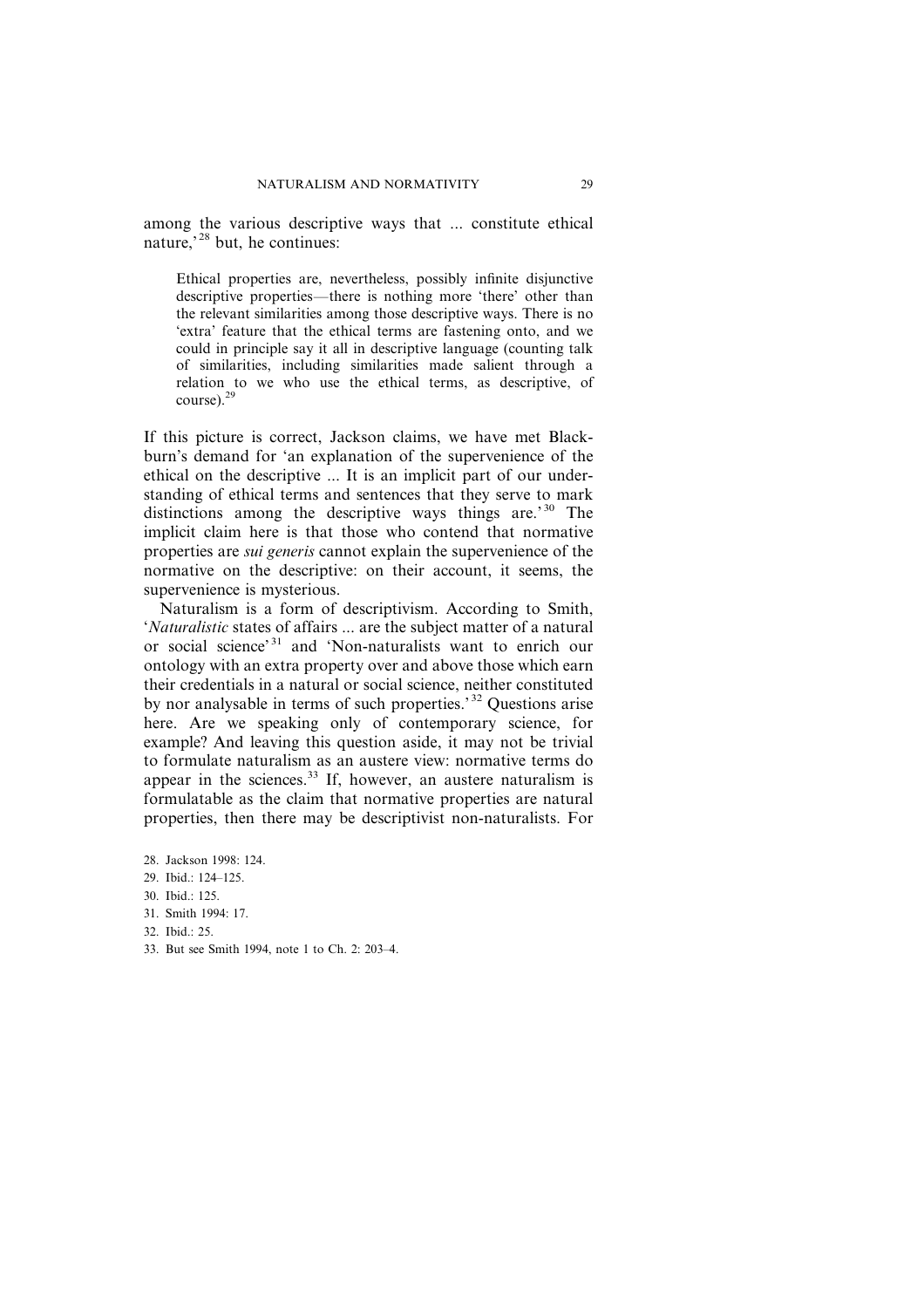among the various descriptive ways that ... constitute ethical nature,'[28] but, he continues:

> Ethical properties are, nevertheless, possibly infinite disjunctive descriptive properties—there is nothing more 'there' other than the relevant similarities among those descriptive ways. There is no 'extra' feature that the ethical terms are fastening onto, and we could in principle say it all in descriptive language (counting talk of similarities, including similarities made salient through a relation to we who use the ethical terms, as descriptive, of course).[29]

If this picture is correct, Jackson claims, we have met Blackburn's demand for 'an explanation of the supervenience of the ethical on the descriptive ... It is an implicit part of our understanding of ethical terms and sentences that they serve to mark distinctions among the descriptive ways things are.'[30] The implicit claim here is that those who contend that normative properties are *sui generis* cannot explain the supervenience of the normative on the descriptive: on their account, it seems, the supervenience is mysterious.

Naturalism is a form of descriptivism. According to Smith, '*Naturalistic* states of affairs ... are the subject matter of a natural or social science'[31] and 'Non-naturalists want to enrich our ontology with an extra property over and above those which earn their credentials in a natural or social science, neither constituted by nor analysable in terms of such properties.'[32] Questions arise here. Are we speaking only of contemporary science, for example? And leaving this question aside, it may not be trivial to formulate naturalism as an austere view: normative terms do appear in the sciences.[33] If, however, an austere naturalism is formulatable as the claim that normative properties are natural properties, then there may be descriptivist non-naturalists. For

28. Jackson 1998: 124.
29. Ibid.: 124–125.
30. Ibid.: 125.
31. Smith 1994: 17.
32. Ibid.: 25.
33. But see Smith 1994, note 1 to Ch. 2: 203–4.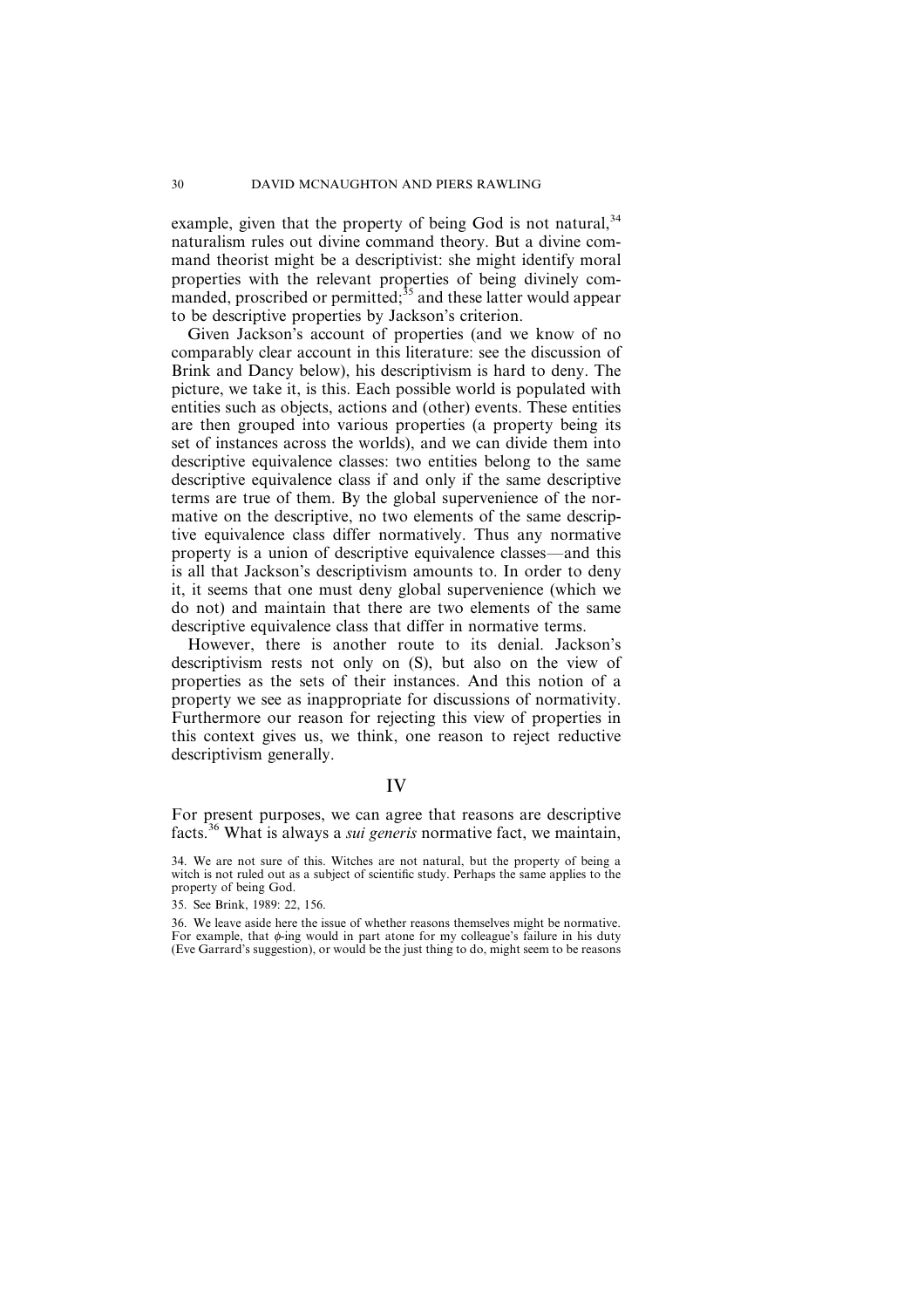example, given that the property of being God is not natural,[34] naturalism rules out divine command theory. But a divine command theorist might be a descriptivist: she might identify moral properties with the relevant properties of being divinely commanded, proscribed or permitted;[35] and these latter would appear to be descriptive properties by Jackson's criterion.

Given Jackson's account of properties (and we know of no comparably clear account in this literature: see the discussion of Brink and Dancy below), his descriptivism is hard to deny. The picture, we take it, is this. Each possible world is populated with entities such as objects, actions and (other) events. These entities are then grouped into various properties (a property being its set of instances across the worlds), and we can divide them into descriptive equivalence classes: two entities belong to the same descriptive equivalence class if and only if the same descriptive terms are true of them. By the global supervenience of the normative on the descriptive, no two elements of the same descriptive equivalence class differ normatively. Thus any normative property is a union of descriptive equivalence classes—and this is all that Jackson's descriptivism amounts to. In order to deny it, it seems that one must deny global supervenience (which we do not) and maintain that there are two elements of the same descriptive equivalence class that differ in normative terms.

However, there is another route to its denial. Jackson's descriptivism rests not only on (S), but also on the view of properties as the sets of their instances. And this notion of a property we see as inappropriate for discussions of normativity. Furthermore our reason for rejecting this view of properties in this context gives us, we think, one reason to reject reductive descriptivism generally.

## IV

For present purposes, we can agree that reasons are descriptive facts.[36] What is always a *sui generis* normative fact, we maintain,

34. We are not sure of this. Witches are not natural, but the property of being a witch is not ruled out as a subject of scientific study. Perhaps the same applies to the property of being God.

35. See Brink, 1989: 22, 156.

36. We leave aside here the issue of whether reasons themselves might be normative. For example, that $\phi$-ing would in part atone for my colleague's failure in his duty (Eve Garrard's suggestion), or would be the just thing to do, might seem to be reasons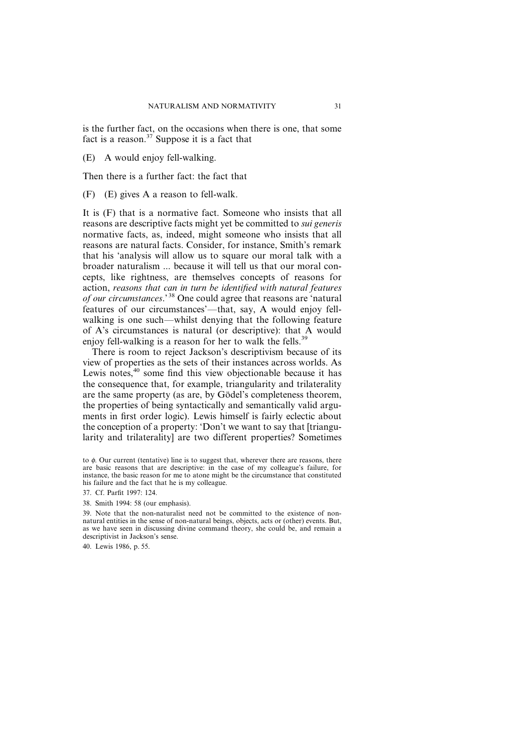is the further fact, on the occasions when there is one, that some fact is a reason.[37] Suppose it is a fact that

(E) A would enjoy fell-walking.

Then there is a further fact: the fact that

(F) (E) gives A a reason to fell-walk.

It is (F) that is a normative fact. Someone who insists that all reasons are descriptive facts might yet be committed to *sui generis* normative facts, as, indeed, might someone who insists that all reasons are natural facts. Consider, for instance, Smith's remark that his 'analysis will allow us to square our moral talk with a broader naturalism ... because it will tell us that our moral concepts, like rightness, are themselves concepts of reasons for action, *reasons that can in turn be identified with natural features of our circumstances*.'[38] One could agree that reasons are 'natural features of our circumstances'—that, say, A would enjoy fell-walking is one such—whilst denying that the following feature of A's circumstances is natural (or descriptive): that A would enjoy fell-walking is a reason for her to walk the fells.[39]

There is room to reject Jackson's descriptivism because of its view of properties as the sets of their instances across worlds. As Lewis notes,[40] some find this view objectionable because it has the consequence that, for example, triangularity and trilaterality are the same property (as are, by Gödel's completeness theorem, the properties of being syntactically and semantically valid arguments in first order logic). Lewis himself is fairly eclectic about the conception of a property: 'Don't we want to say that [triangularity and trilaterality] are two different properties? Sometimes

to $\phi$. Our current (tentative) line is to suggest that, wherever there are reasons, there are basic reasons that are descriptive: in the case of my colleague's failure, for instance, the basic reason for me to atone might be the circumstance that constituted his failure and the fact that he is my colleague.

37. Cf. Parfit 1997: 124.

38. Smith 1994: 58 (our emphasis).

39. Note that the non-naturalist need not be committed to the existence of non-natural entities in the sense of non-natural beings, objects, acts or (other) events. But, as we have seen in discussing divine command theory, she could be, and remain a descriptivist in Jackson's sense.

40. Lewis 1986, p. 55.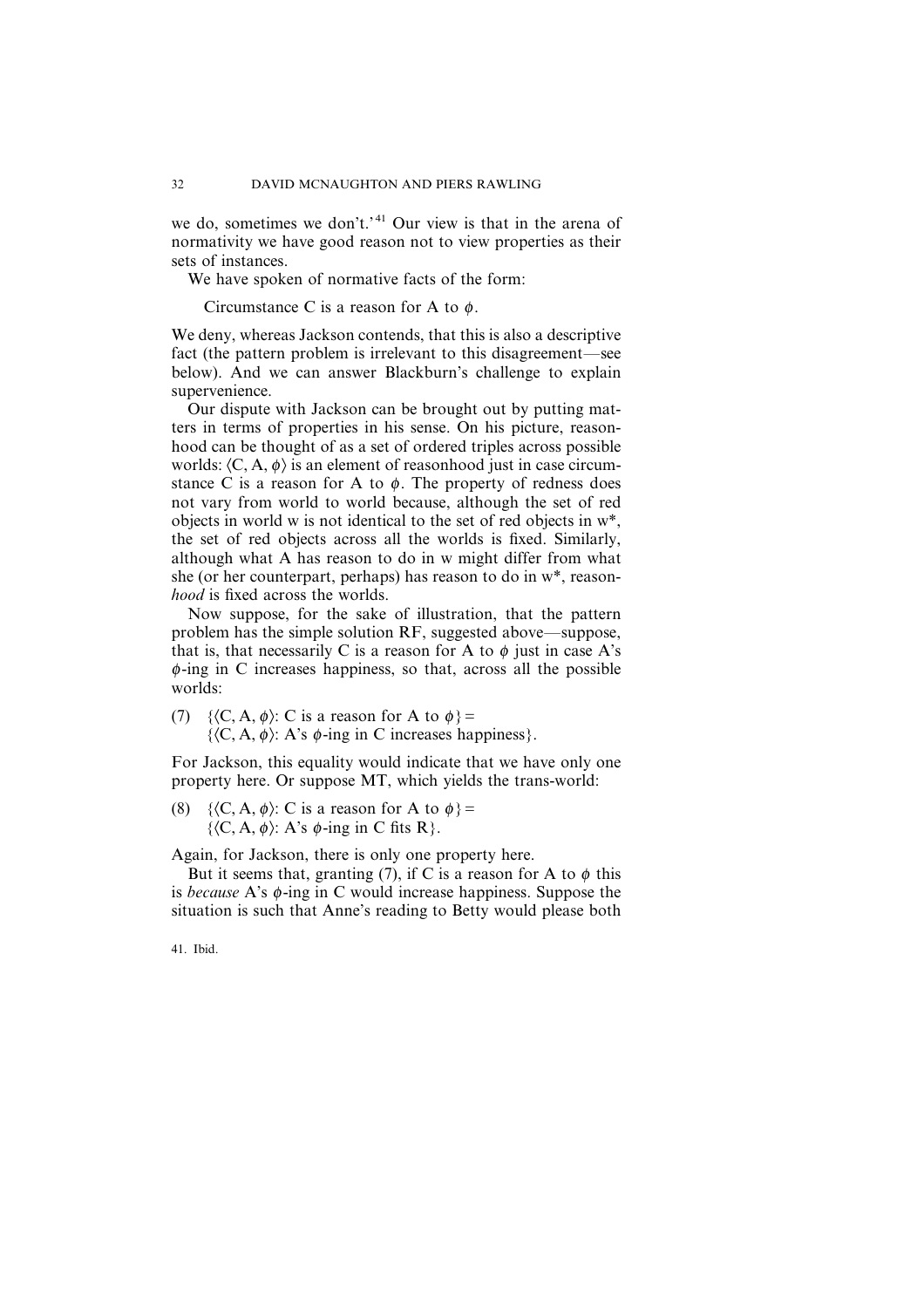we do, sometimes we don't.'[41] Our view is that in the arena of normativity we have good reason not to view properties as their sets of instances.

We have spoken of normative facts of the form:

Circumstance C is a reason for A to $\phi$.

We deny, whereas Jackson contends, that this is also a descriptive fact (the pattern problem is irrelevant to this disagreement—see below). And we can answer Blackburn's challenge to explain supervenience.

Our dispute with Jackson can be brought out by putting matters in terms of properties in his sense. On his picture, reasonhood can be thought of as a set of ordered triples across possible worlds: $\langle C, A, \phi \rangle$ is an element of reasonhood just in case circumstance C is a reason for A to $\phi$. The property of redness does not vary from world to world because, although the set of red objects in world w is not identical to the set of red objects in w*, the set of red objects across all the worlds is fixed. Similarly, although what A has reason to do in w might differ from what she (or her counterpart, perhaps) has reason to do in w*, reason*hood* is fixed across the worlds.

Now suppose, for the sake of illustration, that the pattern problem has the simple solution RF, suggested above—suppose, that is, that necessarily C is a reason for A to $\phi$ just in case A's $\phi$-ing in C increases happiness, so that, across all the possible worlds:

(7) $\{\langle C, A, \phi \rangle$: C is a reason for A to $\phi\}$ =
$\{\langle C, A, \phi \rangle$: A's $\phi$-ing in C increases happiness$\}$.

For Jackson, this equality would indicate that we have only one property here. Or suppose MT, which yields the trans-world:

(8) $\{\langle C, A, \phi \rangle$: C is a reason for A to $\phi\}$ =
$\{\langle C, A, \phi \rangle$: A's $\phi$-ing in C fits R$\}$.

Again, for Jackson, there is only one property here.

But it seems that, granting (7), if C is a reason for A to $\phi$ this is *because* A's $\phi$-ing in C would increase happiness. Suppose the situation is such that Anne's reading to Betty would please both

41. Ibid.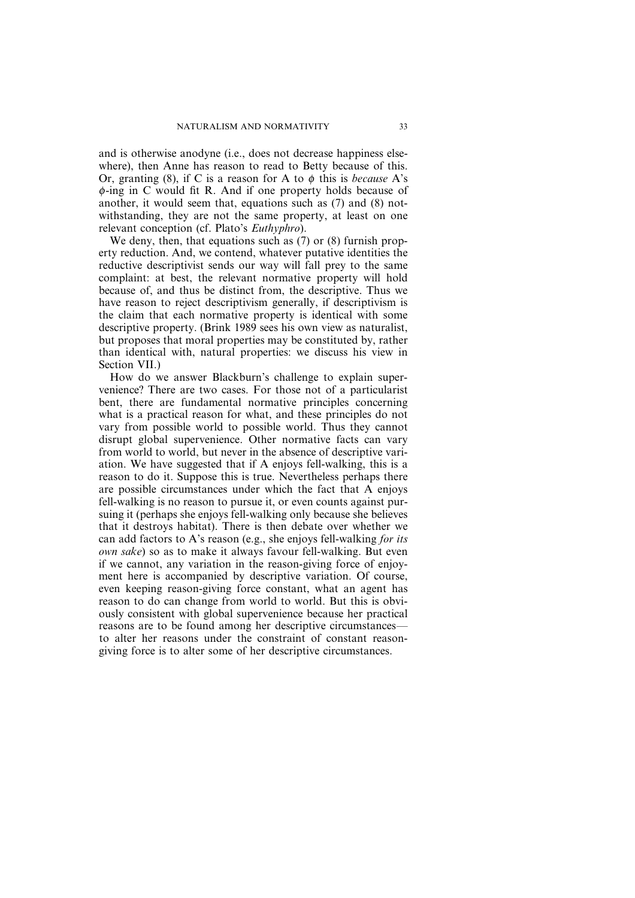and is otherwise anodyne (i.e., does not decrease happiness elsewhere), then Anne has reason to read to Betty because of this. Or, granting (8), if C is a reason for A to $\phi$ this is *because* A's $\phi$-ing in C would fit R. And if one property holds because of another, it would seem that, equations such as (7) and (8) notwithstanding, they are not the same property, at least on one relevant conception (cf. Plato's *Euthyphro*).

We deny, then, that equations such as (7) or (8) furnish property reduction. And, we contend, whatever putative identities the reductive descriptivist sends our way will fall prey to the same complaint: at best, the relevant normative property will hold because of, and thus be distinct from, the descriptive. Thus we have reason to reject descriptivism generally, if descriptivism is the claim that each normative property is identical with some descriptive property. (Brink 1989 sees his own view as naturalist, but proposes that moral properties may be constituted by, rather than identical with, natural properties: we discuss his view in Section VII.)

How do we answer Blackburn's challenge to explain supervenience? There are two cases. For those not of a particularist bent, there are fundamental normative principles concerning what is a practical reason for what, and these principles do not vary from possible world to possible world. Thus they cannot disrupt global supervenience. Other normative facts can vary from world to world, but never in the absence of descriptive variation. We have suggested that if A enjoys fell-walking, this is a reason to do it. Suppose this is true. Nevertheless perhaps there are possible circumstances under which the fact that A enjoys fell-walking is no reason to pursue it, or even counts against pursuing it (perhaps she enjoys fell-walking only because she believes that it destroys habitat). There is then debate over whether we can add factors to A's reason (e.g., she enjoys fell-walking *for its own sake*) so as to make it always favour fell-walking. But even if we cannot, any variation in the reason-giving force of enjoyment here is accompanied by descriptive variation. Of course, even keeping reason-giving force constant, what an agent has reason to do can change from world to world. But this is obviously consistent with global supervenience because her practical reasons are to be found among her descriptive circumstances—to alter her reasons under the constraint of constant reason-giving force is to alter some of her descriptive circumstances.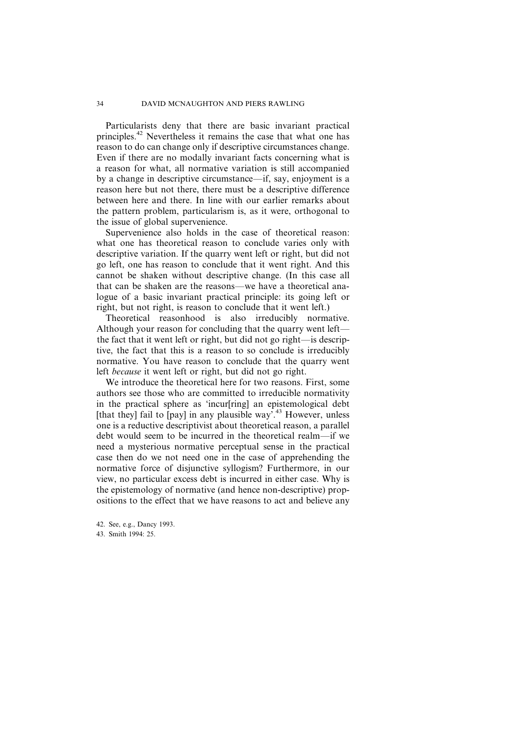Particularists deny that there are basic invariant practical principles.[42] Nevertheless it remains the case that what one has reason to do can change only if descriptive circumstances change. Even if there are no modally invariant facts concerning what is a reason for what, all normative variation is still accompanied by a change in descriptive circumstance—if, say, enjoyment is a reason here but not there, there must be a descriptive difference between here and there. In line with our earlier remarks about the pattern problem, particularism is, as it were, orthogonal to the issue of global supervenience.

Supervenience also holds in the case of theoretical reason: what one has theoretical reason to conclude varies only with descriptive variation. If the quarry went left or right, but did not go left, one has reason to conclude that it went right. And this cannot be shaken without descriptive change. (In this case all that can be shaken are the reasons—we have a theoretical analogue of a basic invariant practical principle: its going left or right, but not right, is reason to conclude that it went left.)

Theoretical reasonhood is also irreducibly normative. Although your reason for concluding that the quarry went left—the fact that it went left or right, but did not go right—is descriptive, the fact that this is a reason to so conclude is irreducibly normative. You have reason to conclude that the quarry went left *because* it went left or right, but did not go right.

We introduce the theoretical here for two reasons. First, some authors see those who are committed to irreducible normativity in the practical sphere as 'incur[ring] an epistemological debt [that they] fail to [pay] in any plausible way'.[43] However, unless one is a reductive descriptivist about theoretical reason, a parallel debt would seem to be incurred in the theoretical realm—if we need a mysterious normative perceptual sense in the practical case then do we not need one in the case of apprehending the normative force of disjunctive syllogism? Furthermore, in our view, no particular excess debt is incurred in either case. Why is the epistemology of normative (and hence non-descriptive) propositions to the effect that we have reasons to act and believe any

42. See, e.g., Dancy 1993.

43. Smith 1994: 25.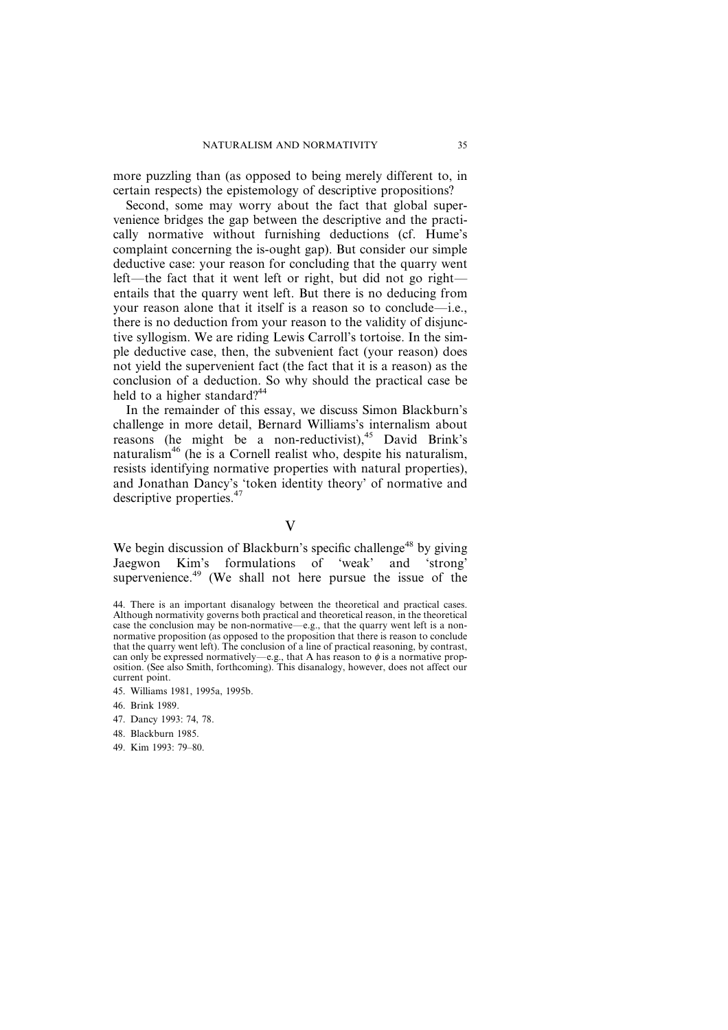more puzzling than (as opposed to being merely different to, in certain respects) the epistemology of descriptive propositions?

Second, some may worry about the fact that global supervenience bridges the gap between the descriptive and the practically normative without furnishing deductions (cf. Hume's complaint concerning the is-ought gap). But consider our simple deductive case: your reason for concluding that the quarry went left—the fact that it went left or right, but did not go right—entails that the quarry went left. But there is no deducing from your reason alone that it itself is a reason so to conclude—i.e., there is no deduction from your reason to the validity of disjunctive syllogism. We are riding Lewis Carroll's tortoise. In the simple deductive case, then, the subvenient fact (your reason) does not yield the supervenient fact (the fact that it is a reason) as the conclusion of a deduction. So why should the practical case be held to a higher standard?[44]

In the remainder of this essay, we discuss Simon Blackburn's challenge in more detail, Bernard Williams's internalism about reasons (he might be a non-reductivist),[45] David Brink's naturalism[46] (he is a Cornell realist who, despite his naturalism, resists identifying normative properties with natural properties), and Jonathan Dancy's 'token identity theory' of normative and descriptive properties.[47]

## V

We begin discussion of Blackburn's specific challenge[48] by giving Jaegwon Kim's formulations of 'weak' and 'strong' supervenience.[49] (We shall not here pursue the issue of the

44. There is an important disanalogy between the theoretical and practical cases. Although normativity governs both practical and theoretical reason, in the theoretical case the conclusion may be non-normative—e.g., that the quarry went left is a non-normative proposition (as opposed to the proposition that there is reason to conclude that the quarry went left). The conclusion of a line of practical reasoning, by contrast, can only be expressed normatively—e.g., that A has reason to $\phi$ is a normative proposition. (See also Smith, forthcoming). This disanalogy, however, does not affect our current point.

45. Williams 1981, 1995a, 1995b.

46. Brink 1989.

47. Dancy 1993: 74, 78.

48. Blackburn 1985.

49. Kim 1993: 79–80.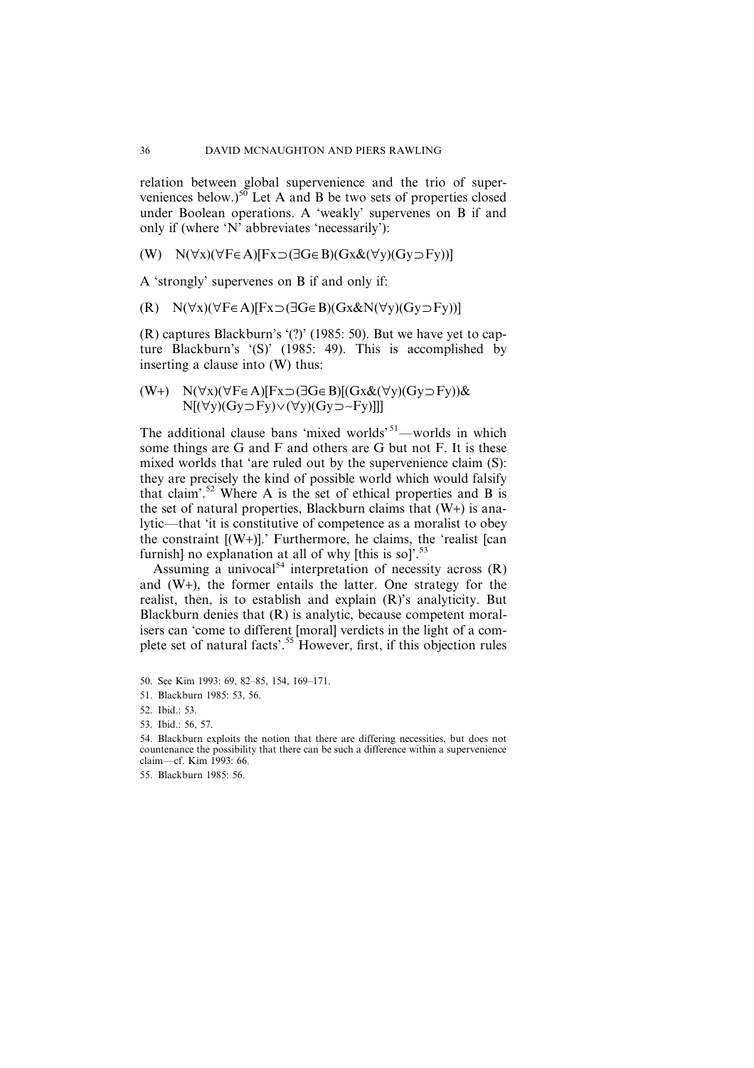relation between global supervenience and the trio of superveniences below.)[50] Let A and B be two sets of properties closed under Boolean operations. A 'weakly' supervenes on B if and only if (where 'N' abbreviates 'necessarily'):

(W) $N(\forall x)(\forall F \in A)[Fx \supset (\exists G \in B)(Gx \& (\forall y)(Gy \supset Fy))]$

A 'strongly' supervenes on B if and only if:

(R) $N(\forall x)(\forall F \in A)[Fx \supset (\exists G \in B)(Gx \& N(\forall y)(Gy \supset Fy))]$

(R) captures Blackburn's '(?)' (1985: 50). But we have yet to capture Blackburn's '(S)' (1985: 49). This is accomplished by inserting a clause into (W) thus:

(W+) $N(\forall x)(\forall F \in A)[Fx \supset (\exists G \in B)[(Gx \& (\forall y)(Gy \supset Fy)) \& N[(\forall y)(Gy \supset Fy) \vee (\forall y)(Gy \supset \sim Fy)]]]$

The additional clause bans 'mixed worlds'[51]—worlds in which some things are G and F and others are G but not F. It is these mixed worlds that 'are ruled out by the supervenience claim (S): they are precisely the kind of possible world which would falsify that claim'.[52] Where A is the set of ethical properties and B is the set of natural properties, Blackburn claims that (W+) is analytic—that 'it is constitutive of competence as a moralist to obey the constraint [(W+)].' Furthermore, he claims, the 'realist [can furnish] no explanation at all of why [this is so]'.[53]

Assuming a univocal[54] interpretation of necessity across (R) and (W+), the former entails the latter. One strategy for the realist, then, is to establish and explain (R)'s analyticity. But Blackburn denies that (R) is analytic, because competent moralisers can 'come to different [moral] verdicts in the light of a complete set of natural facts'.[55] However, first, if this objection rules

50. See Kim 1993: 69, 82–85, 154, 169–171.

51. Blackburn 1985: 53, 56.

52. Ibid.: 53.

53. Ibid.: 56, 57.

54. Blackburn exploits the notion that there are differing necessities, but does not countenance the possibility that there can be such a difference within a supervenience claim—cf. Kim 1993: 66.

55. Blackburn 1985: 56.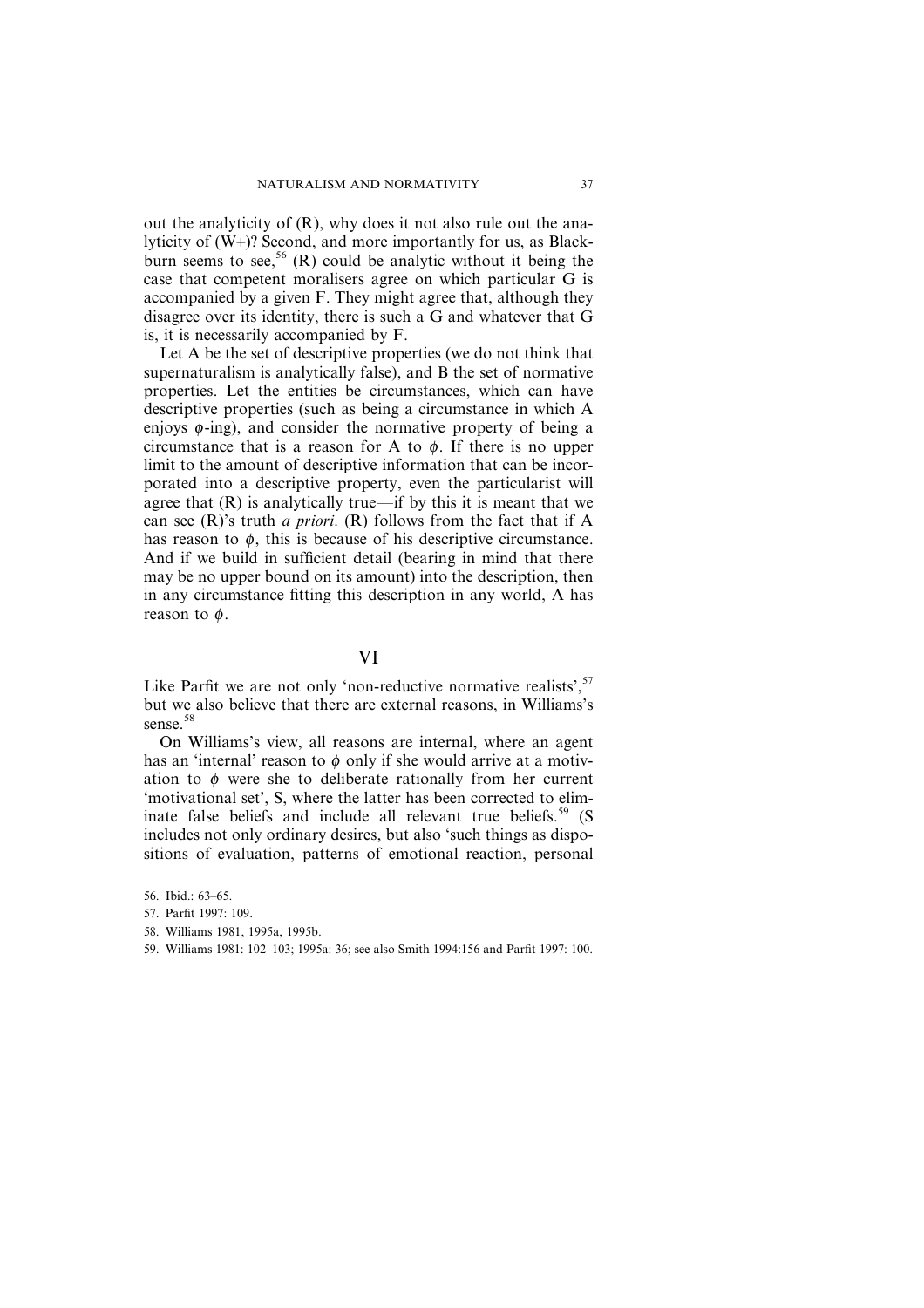out the analyticity of (R), why does it not also rule out the analyticity of (W+)? Second, and more importantly for us, as Blackburn seems to see,[56] (R) could be analytic without it being the case that competent moralisers agree on which particular G is accompanied by a given F. They might agree that, although they disagree over its identity, there is such a G and whatever that G is, it is necessarily accompanied by F.

Let A be the set of descriptive properties (we do not think that supernaturalism is analytically false), and B the set of normative properties. Let the entities be circumstances, which can have descriptive properties (such as being a circumstance in which A enjoys $\phi$-ing), and consider the normative property of being a circumstance that is a reason for A to $\phi$. If there is no upper limit to the amount of descriptive information that can be incorporated into a descriptive property, even the particularist will agree that (R) is analytically true—if by this it is meant that we can see (R)'s truth *a priori*. (R) follows from the fact that if A has reason to $\phi$, this is because of his descriptive circumstance. And if we build in sufficient detail (bearing in mind that there may be no upper bound on its amount) into the description, then in any circumstance fitting this description in any world, A has reason to $\phi$.

## VI

Like Parfit we are not only 'non-reductive normative realists',[57] but we also believe that there are external reasons, in Williams's sense.[58]

On Williams's view, all reasons are internal, where an agent has an 'internal' reason to $\phi$ only if she would arrive at a motivation to $\phi$ were she to deliberate rationally from her current 'motivational set', S, where the latter has been corrected to eliminate false beliefs and include all relevant true beliefs.[59] (S includes not only ordinary desires, but also 'such things as dispositions of evaluation, patterns of emotional reaction, personal

56. Ibid.: 63–65.

57. Parfit 1997: 109.

58. Williams 1981, 1995a, 1995b.

59. Williams 1981: 102–103; 1995a: 36; see also Smith 1994:156 and Parfit 1997: 100.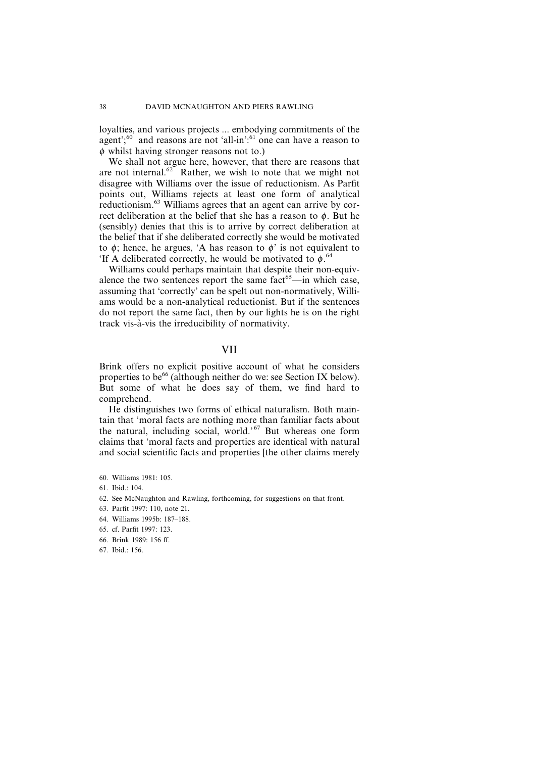loyalties, and various projects ... embodying commitments of the agent';[60] and reasons are not 'all-in':[61] one can have a reason to $\phi$ whilst having stronger reasons not to.)

We shall not argue here, however, that there are reasons that are not internal.[62] Rather, we wish to note that we might not disagree with Williams over the issue of reductionism. As Parfit points out, Williams rejects at least one form of analytical reductionism.[63] Williams agrees that an agent can arrive by correct deliberation at the belief that she has a reason to $\phi$. But he (sensibly) denies that this is to arrive by correct deliberation at the belief that if she deliberated correctly she would be motivated to $\phi$; hence, he argues, 'A has reason to $\phi$' is not equivalent to 'If A deliberated correctly, he would be motivated to $\phi$.[64]

Williams could perhaps maintain that despite their non-equivalence the two sentences report the same fact[65]—in which case, assuming that 'correctly' can be spelt out non-normatively, Williams would be a non-analytical reductionist. But if the sentences do not report the same fact, then by our lights he is on the right track vis-à-vis the irreducibility of normativity.

## VII

Brink offers no explicit positive account of what he considers properties to be[66] (although neither do we: see Section IX below). But some of what he does say of them, we find hard to comprehend.

He distinguishes two forms of ethical naturalism. Both maintain that 'moral facts are nothing more than familiar facts about the natural, including social, world.'[67] But whereas one form claims that 'moral facts and properties are identical with natural and social scientific facts and properties [the other claims merely

60. Williams 1981: 105.
61. Ibid.: 104.
62. See McNaughton and Rawling, forthcoming, for suggestions on that front.
63. Parfit 1997: 110, note 21.
64. Williams 1995b: 187–188.
65. cf. Parfit 1997: 123.
66. Brink 1989: 156 ff.
67. Ibid.: 156.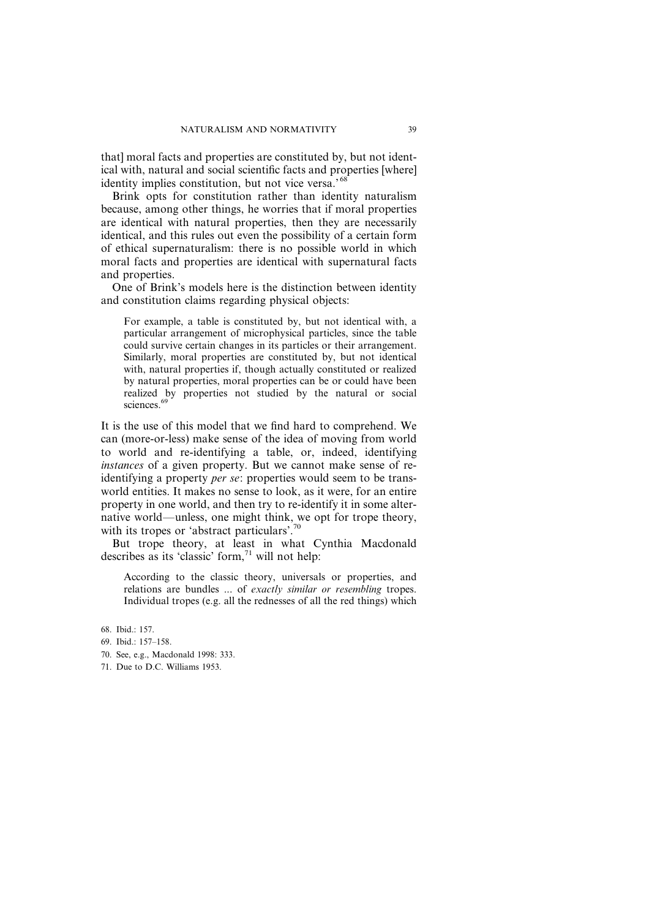that] moral facts and properties are constituted by, but not identical with, natural and social scientific facts and properties [where] identity implies constitution, but not vice versa.'[68]

Brink opts for constitution rather than identity naturalism because, among other things, he worries that if moral properties are identical with natural properties, then they are necessarily identical, and this rules out even the possibility of a certain form of ethical supernaturalism: there is no possible world in which moral facts and properties are identical with supernatural facts and properties.

One of Brink's models here is the distinction between identity and constitution claims regarding physical objects:

> For example, a table is constituted by, but not identical with, a particular arrangement of microphysical particles, since the table could survive certain changes in its particles or their arrangement. Similarly, moral properties are constituted by, but not identical with, natural properties if, though actually constituted or realized by natural properties, moral properties can be or could have been realized by properties not studied by the natural or social sciences.[69]

It is the use of this model that we find hard to comprehend. We can (more-or-less) make sense of the idea of moving from world to world and re-identifying a table, or, indeed, identifying *instances* of a given property. But we cannot make sense of re-identifying a property *per se*: properties would seem to be trans-world entities. It makes no sense to look, as it were, for an entire property in one world, and then try to re-identify it in some alternative world—unless, one might think, we opt for trope theory, with its tropes or 'abstract particulars'.[70]

But trope theory, at least in what Cynthia Macdonald describes as its 'classic' form,[71] will not help:

> According to the classic theory, universals or properties, and relations are bundles ... of *exactly similar or resembling* tropes. Individual tropes (e.g. all the rednesses of all the red things) which

68. Ibid.: 157.
69. Ibid.: 157–158.
70. See, e.g., Macdonald 1998: 333.
71. Due to D.C. Williams 1953.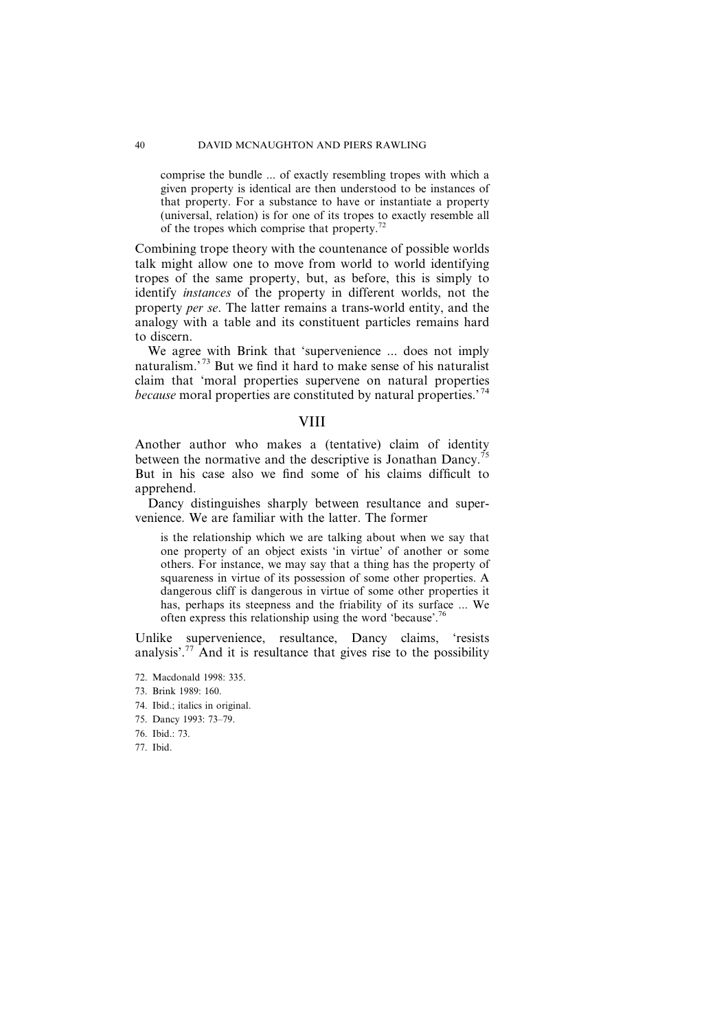> comprise the bundle ... of exactly resembling tropes with which a given property is identical are then understood to be instances of that property. For a substance to have or instantiate a property (universal, relation) is for one of its tropes to exactly resemble all of the tropes which comprise that property.[72]

Combining trope theory with the countenance of possible worlds talk might allow one to move from world to world identifying tropes of the same property, but, as before, this is simply to identify *instances* of the property in different worlds, not the property *per se*. The latter remains a trans-world entity, and the analogy with a table and its constituent particles remains hard to discern.

We agree with Brink that 'supervenience ... does not imply naturalism.'[73] But we find it hard to make sense of his naturalist claim that 'moral properties supervene on natural properties *because* moral properties are constituted by natural properties.'[74]

## VIII

Another author who makes a (tentative) claim of identity between the normative and the descriptive is Jonathan Dancy.[75] But in his case also we find some of his claims difficult to apprehend.

Dancy distinguishes sharply between resultance and supervenience. We are familiar with the latter. The former

> is the relationship which we are talking about when we say that one property of an object exists 'in virtue' of another or some others. For instance, we may say that a thing has the property of squareness in virtue of its possession of some other properties. A dangerous cliff is dangerous in virtue of some other properties it has, perhaps its steepness and the friability of its surface ... We often express this relationship using the word 'because'.[76]

Unlike supervenience, resultance, Dancy claims, 'resists analysis'.[77] And it is resultance that gives rise to the possibility

72. Macdonald 1998: 335.
73. Brink 1989: 160.
74. Ibid.; italics in original.
75. Dancy 1993: 73–79.
76. Ibid.: 73.
77. Ibid.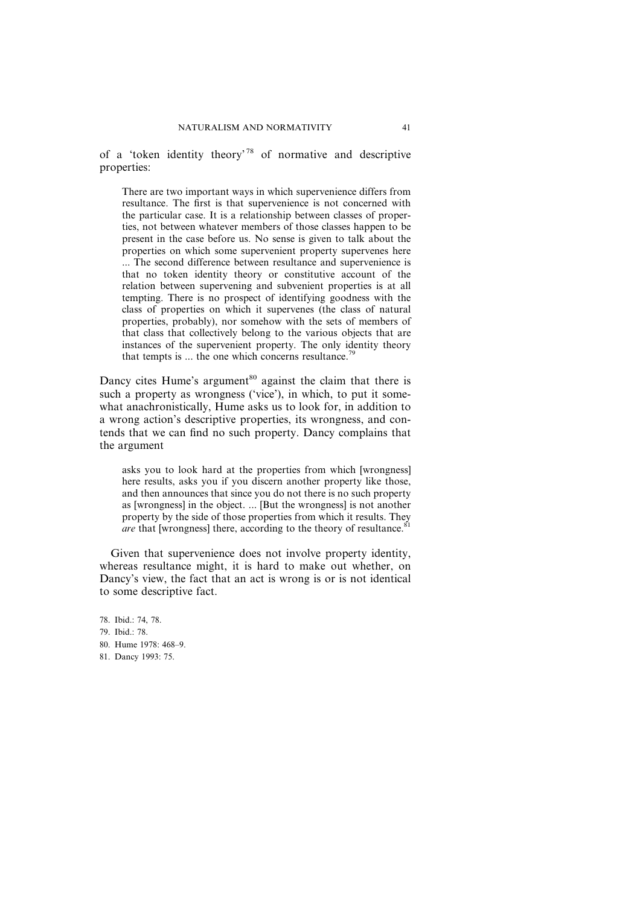of a 'token identity theory'[78] of normative and descriptive properties:

> There are two important ways in which supervenience differs from resultance. The first is that supervenience is not concerned with the particular case. It is a relationship between classes of properties, not between whatever members of those classes happen to be present in the case before us. No sense is given to talk about the properties on which some supervenient property supervenes here ... The second difference between resultance and supervenience is that no token identity theory or constitutive account of the relation between supervening and subvenient properties is at all tempting. There is no prospect of identifying goodness with the class of properties on which it supervenes (the class of natural properties, probably), nor somehow with the sets of members of that class that collectively belong to the various objects that are instances of the supervenient property. The only identity theory that tempts is ... the one which concerns resultance.[79]

Dancy cites Hume's argument[80] against the claim that there is such a property as wrongness ('vice'), in which, to put it somewhat anachronistically, Hume asks us to look for, in addition to a wrong action's descriptive properties, its wrongness, and contends that we can find no such property. Dancy complains that the argument

> asks you to look hard at the properties from which [wrongness] here results, asks you if you discern another property like those, and then announces that since you do not there is no such property as [wrongness] in the object. ... [But the wrongness] is not another property by the side of those properties from which it results. They *are* that [wrongness] there, according to the theory of resultance.[81]

Given that supervenience does not involve property identity, whereas resultance might, it is hard to make out whether, on Dancy's view, the fact that an act is wrong is or is not identical to some descriptive fact.

78. Ibid.: 74, 78.
79. Ibid.: 78.
80. Hume 1978: 468–9.
81. Dancy 1993: 75.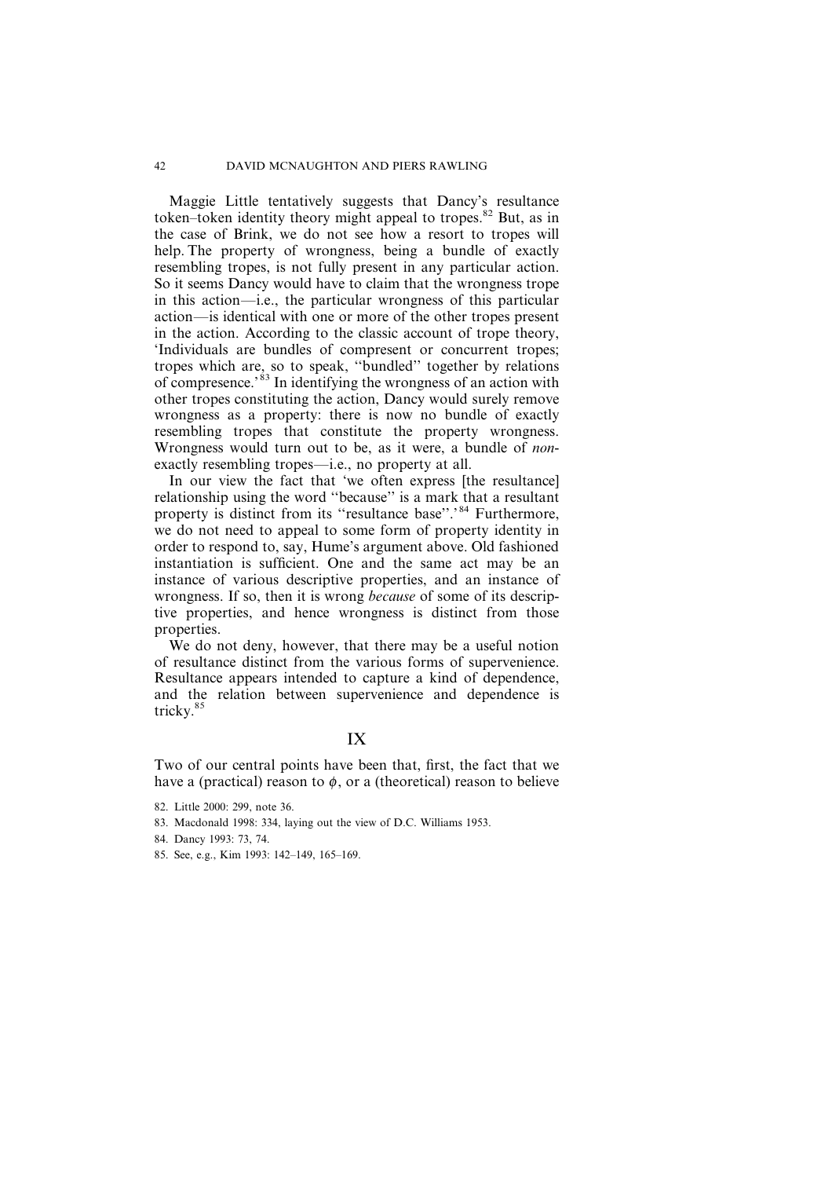Maggie Little tentatively suggests that Dancy's resultance token–token identity theory might appeal to tropes.[82] But, as in the case of Brink, we do not see how a resort to tropes will help. The property of wrongness, being a bundle of exactly resembling tropes, is not fully present in any particular action. So it seems Dancy would have to claim that the wrongness trope in this action—i.e., the particular wrongness of this particular action—is identical with one or more of the other tropes present in the action. According to the classic account of trope theory, 'Individuals are bundles of compresent or concurrent tropes; tropes which are, so to speak, "bundled" together by relations of compresence.'[83] In identifying the wrongness of an action with other tropes constituting the action, Dancy would surely remove wrongness as a property: there is now no bundle of exactly resembling tropes that constitute the property wrongness. Wrongness would turn out to be, as it were, a bundle of *non*-exactly resembling tropes—i.e., no property at all.

In our view the fact that 'we often express [the resultance] relationship using the word "because" is a mark that a resultant property is distinct from its "resultance base".'[84] Furthermore, we do not need to appeal to some form of property identity in order to respond to, say, Hume's argument above. Old fashioned instantiation is sufficient. One and the same act may be an instance of various descriptive properties, and an instance of wrongness. If so, then it is wrong *because* of some of its descriptive properties, and hence wrongness is distinct from those properties.

We do not deny, however, that there may be a useful notion of resultance distinct from the various forms of supervenience. Resultance appears intended to capture a kind of dependence, and the relation between supervenience and dependence is tricky.[85]

## IX

Two of our central points have been that, first, the fact that we have a (practical) reason to $\phi$, or a (theoretical) reason to believe

82. Little 2000: 299, note 36.

83. Macdonald 1998: 334, laying out the view of D.C. Williams 1953.

84. Dancy 1993: 73, 74.

85. See, e.g., Kim 1993: 142–149, 165–169.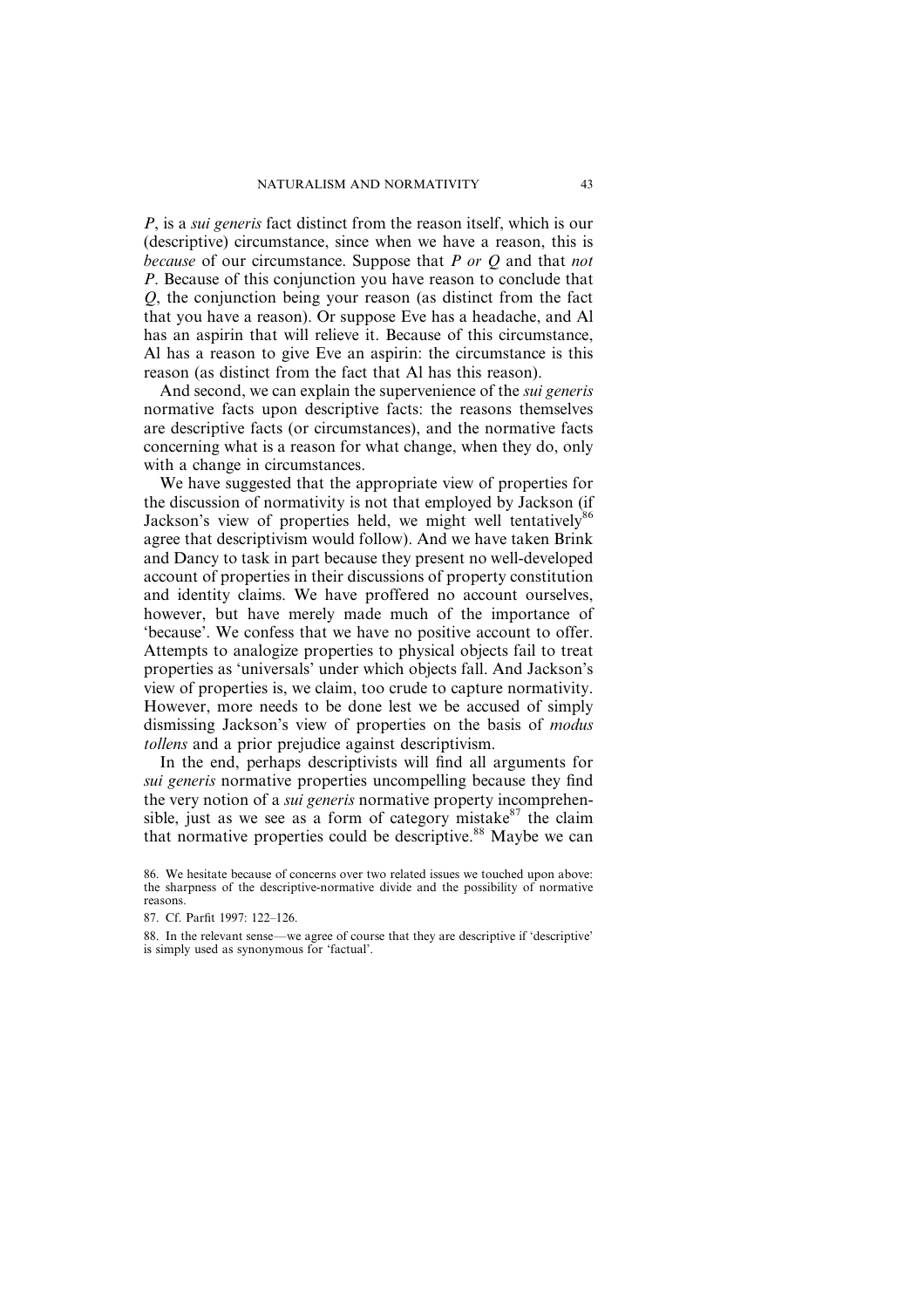*P*, is a *sui generis* fact distinct from the reason itself, which is our (descriptive) circumstance, since when we have a reason, this is *because* of our circumstance. Suppose that *P or Q* and that *not P*. Because of this conjunction you have reason to conclude that *Q*, the conjunction being your reason (as distinct from the fact that you have a reason). Or suppose Eve has a headache, and Al has an aspirin that will relieve it. Because of this circumstance, Al has a reason to give Eve an aspirin: the circumstance is this reason (as distinct from the fact that Al has this reason).

And second, we can explain the supervenience of the *sui generis* normative facts upon descriptive facts: the reasons themselves are descriptive facts (or circumstances), and the normative facts concerning what is a reason for what change, when they do, only with a change in circumstances.

We have suggested that the appropriate view of properties for the discussion of normativity is not that employed by Jackson (if Jackson's view of properties held, we might well tentatively[86] agree that descriptivism would follow). And we have taken Brink and Dancy to task in part because they present no well-developed account of properties in their discussions of property constitution and identity claims. We have proffered no account ourselves, however, but have merely made much of the importance of 'because'. We confess that we have no positive account to offer. Attempts to analogize properties to physical objects fail to treat properties as 'universals' under which objects fall. And Jackson's view of properties is, we claim, too crude to capture normativity. However, more needs to be done lest we be accused of simply dismissing Jackson's view of properties on the basis of *modus tollens* and a prior prejudice against descriptivism.

In the end, perhaps descriptivists will find all arguments for *sui generis* normative properties uncompelling because they find the very notion of a *sui generis* normative property incomprehensible, just as we see as a form of category mistake[87] the claim that normative properties could be descriptive.[88] Maybe we can

86. We hesitate because of concerns over two related issues we touched upon above: the sharpness of the descriptive-normative divide and the possibility of normative reasons.

87. Cf. Parfit 1997: 122–126.

88. In the relevant sense—we agree of course that they are descriptive if 'descriptive' is simply used as synonymous for 'factual'.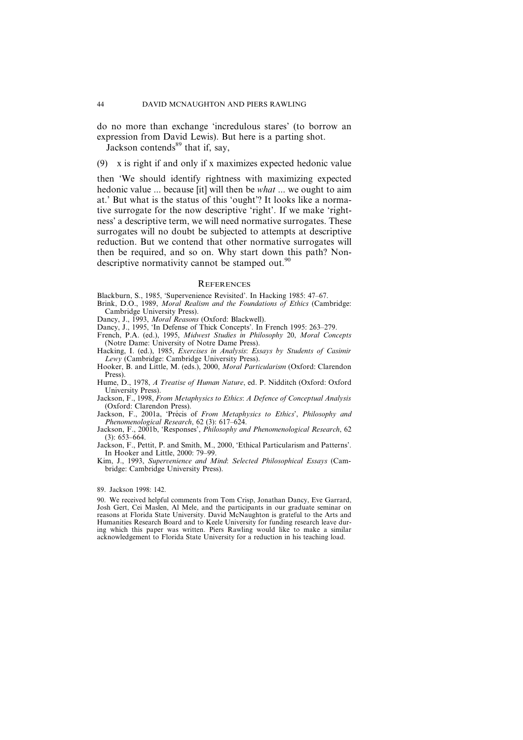do no more than exchange 'incredulous stares' (to borrow an expression from David Lewis). But here is a parting shot.

Jackson contends[89] that if, say,

(9) x is right if and only if x maximizes expected hedonic value

then 'We should identify rightness with maximizing expected hedonic value ... because [it] will then be *what* ... we ought to aim at.' But what is the status of this 'ought'? It looks like a normative surrogate for the now descriptive 'right'. If we make 'rightness' a descriptive term, we will need normative surrogates. These surrogates will no doubt be subjected to attempts at descriptive reduction. But we contend that other normative surrogates will then be required, and so on. Why start down this path? Non-descriptive normativity cannot be stamped out.[90]

## References

Blackburn, S., 1985, 'Supervenience Revisited'. In Hacking 1985: 47–67.

Brink, D.O., 1989, *Moral Realism and the Foundations of Ethics* (Cambridge: Cambridge University Press).

Dancy, J., 1993, *Moral Reasons* (Oxford: Blackwell).

Dancy, J., 1995, 'In Defense of Thick Concepts'. In French 1995: 263–279.

French, P.A. (ed.), 1995, *Midwest Studies in Philosophy* 20, *Moral Concepts* (Notre Dame: University of Notre Dame Press).

Hacking, I. (ed.), 1985, *Exercises in Analysis*: *Essays by Students of Casimir Lewy* (Cambridge: Cambridge University Press).

Hooker, B. and Little, M. (eds.), 2000, *Moral Particularism* (Oxford: Clarendon Press).

Hume, D., 1978, *A Treatise of Human Nature*, ed. P. Nidditch (Oxford: Oxford University Press).

Jackson, F., 1998, *From Metaphysics to Ethics*: *A Defence of Conceptual Analysis* (Oxford: Clarendon Press).

Jackson, F., 2001a, 'Précis of *From Metaphysics to Ethics*', *Philosophy and Phenomenological Research*, 62 (3): 617–624.

Jackson, F., 2001b, 'Responses', *Philosophy and Phenomenological Research*, 62 (3): 653–664.

Jackson, F., Pettit, P. and Smith, M., 2000, 'Ethical Particularism and Patterns'. In Hooker and Little, 2000: 79–99.

Kim, J., 1993, *Supervenience and Mind*: *Selected Philosophical Essays* (Cambridge: Cambridge University Press).

89. Jackson 1998: 142.

90. We received helpful comments from Tom Crisp, Jonathan Dancy, Eve Garrard, Josh Gert, Cei Maslen, Al Mele, and the participants in our graduate seminar on reasons at Florida State University. David McNaughton is grateful to the Arts and Humanities Research Board and to Keele University for funding research leave during which this paper was written. Piers Rawling would like to make a similar acknowledgement to Florida State University for a reduction in his teaching load.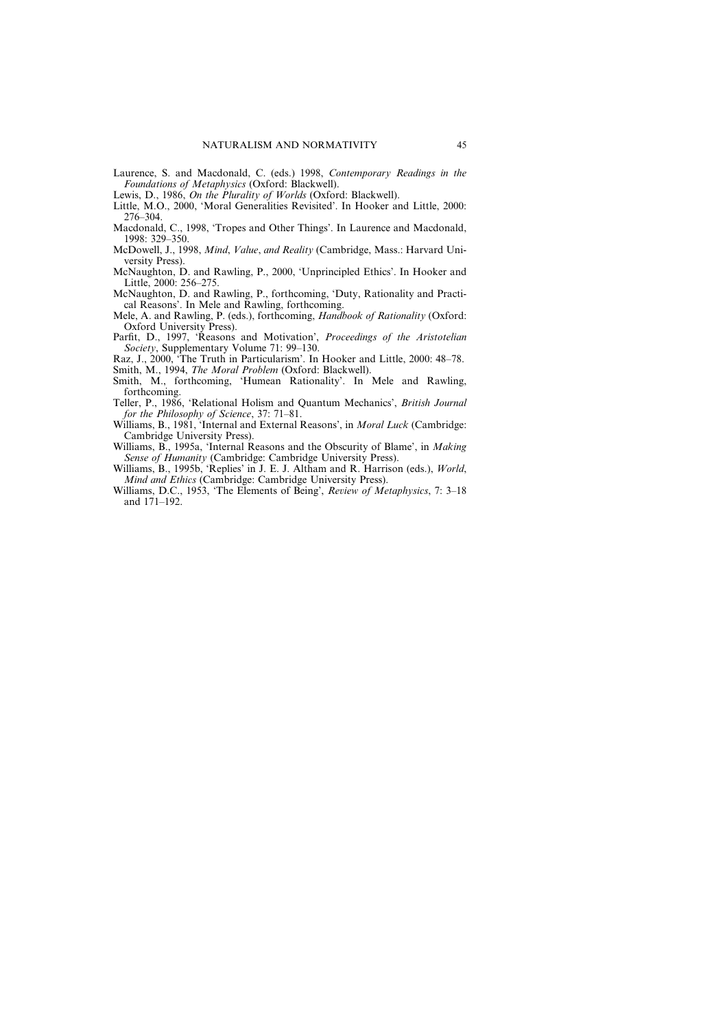Laurence, S. and Macdonald, C. (eds.) 1998, *Contemporary Readings in the Foundations of Metaphysics* (Oxford: Blackwell).

Lewis, D., 1986, *On the Plurality of Worlds* (Oxford: Blackwell).

Little, M.O., 2000, 'Moral Generalities Revisited'. In Hooker and Little, 2000: 276–304.

Macdonald, C., 1998, 'Tropes and Other Things'. In Laurence and Macdonald, 1998: 329–350.

McDowell, J., 1998, *Mind, Value, and Reality* (Cambridge, Mass.: Harvard University Press).

McNaughton, D. and Rawling, P., 2000, 'Unprincipled Ethics'. In Hooker and Little, 2000: 256–275.

McNaughton, D. and Rawling, P., forthcoming, 'Duty, Rationality and Practical Reasons'. In Mele and Rawling, forthcoming.

Mele, A. and Rawling, P. (eds.), forthcoming, *Handbook of Rationality* (Oxford: Oxford University Press).

Parfit, D., 1997, 'Reasons and Motivation', *Proceedings of the Aristotelian Society*, Supplementary Volume 71: 99–130.

Raz, J., 2000, 'The Truth in Particularism'. In Hooker and Little, 2000: 48–78.

Smith, M., 1994, *The Moral Problem* (Oxford: Blackwell).

Smith, M., forthcoming, 'Humean Rationality'. In Mele and Rawling, forthcoming.

Teller, P., 1986, 'Relational Holism and Quantum Mechanics', *British Journal for the Philosophy of Science*, 37: 71–81.

Williams, B., 1981, 'Internal and External Reasons', in *Moral Luck* (Cambridge: Cambridge University Press).

Williams, B., 1995a, 'Internal Reasons and the Obscurity of Blame', in *Making Sense of Humanity* (Cambridge: Cambridge University Press).

Williams, B., 1995b, 'Replies' in J. E. J. Altham and R. Harrison (eds.), *World, Mind and Ethics* (Cambridge: Cambridge University Press).

Williams, D.C., 1953, 'The Elements of Being', *Review of Metaphysics*, 7: 3–18 and 171–192.